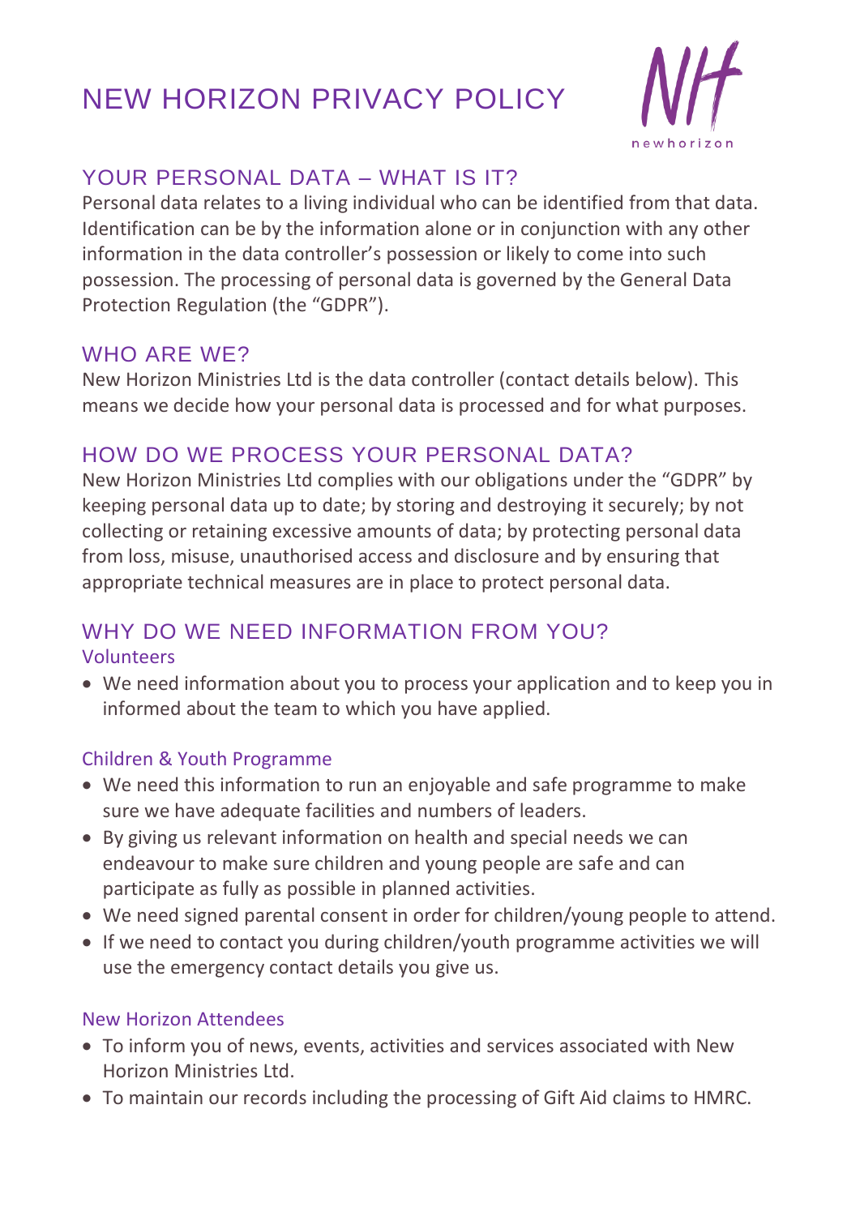# NEW HORIZON PRIVACY POLICY

## YOUR PERSONAL DATA – WHAT IS IT?

Personal data relates to a living individual who can be identified from that data. Identification can be by the information alone or in conjunction with any other information in the data controller's possession or likely to come into such possession. The processing of personal data is governed by the General Data Protection Regulation (the "GDPR").

## WHO ARE WE?

New Horizon Ministries Ltd is the data controller (contact details below). This means we decide how your personal data is processed and for what purposes.

## HOW DO WE PROCESS YOUR PERSONAL DATA?

New Horizon Ministries Ltd complies with our obligations under the "GDPR" by keeping personal data up to date; by storing and destroying it securely; by not collecting or retaining excessive amounts of data; by protecting personal data from loss, misuse, unauthorised access and disclosure and by ensuring that appropriate technical measures are in place to protect personal data.

## WHY DO WE NEED INFORMATION FROM YOU?

### Volunteers

- We need information about you to process your application and to keep you in informed about the team to which you have applied.

### Children & Youth Programme

- We need this information to run an enjoyable and safe programme to make sure we have adequate facilities and numbers of leaders.
- By giving us relevant information on health and special needs we can endeavour to make sure children and young people are safe and can participate as fully as possible in planned activities.
- We need signed parental consent in order for children/young people to attend.
- If we need to contact you during children/youth programme activities we will use the emergency contact details you give us.

### New Horizon Attendees

- To inform you of news, events, activities and services associated with New Horizon Ministries Ltd.
- To maintain our records including the processing of Gift Aid claims to HMRC.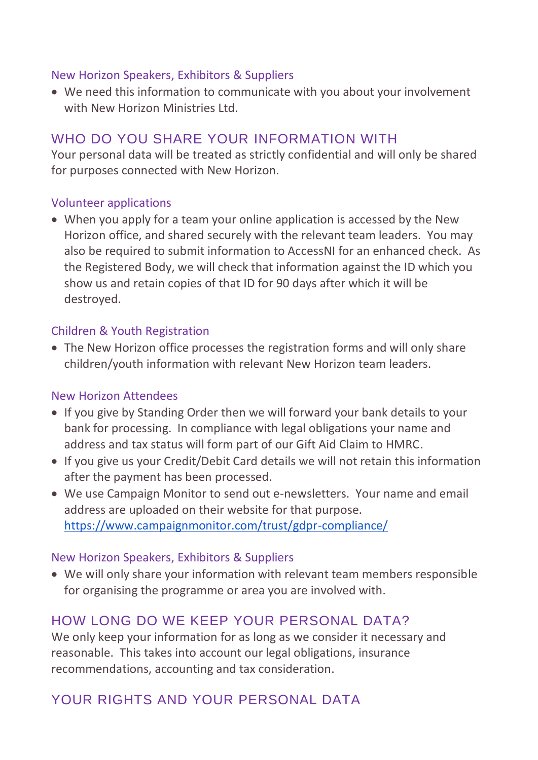### New Horizon Speakers, Exhibitors & Suppliers

- We need this information to communicate with you about your involvement with New Horizon Ministries Ltd.

## WHO DO YOU SHARE YOUR INFORMATION WITH

Your personal data will be treated as strictly confidential and will only be shared for purposes connected with New Horizon.

### Volunteer applications

- When you apply for a team your online application is accessed by the New Horizon office, and shared securely with the relevant team leaders. You may also be required to submit information to AccessNI for an enhanced check. As the Registered Body, we will check that information against the ID which you show us and retain copies of that ID for 90 days after which it will be destroyed.

### Children & Youth Registration

- The New Horizon office processes the registration forms and will only share children/youth information with relevant New Horizon team leaders.

### New Horizon Attendees

- If you give by Standing Order then we will forward your bank details to your bank for processing. In compliance with legal obligations your name and address and tax status will form part of our Gift Aid Claim to HMRC.
- If you give us your Credit/Debit Card details we will not retain this information after the payment has been processed.
- We use Campaign Monitor to send out e-newsletters. Your name and email address are uploaded on their website for that purpose. https://www.campaignmonitor.com/trust/gdpr-compliance/

### New Horizon Speakers, Exhibitors & Suppliers

- We will only share your information with relevant team members responsible for organising the programme or area you are involved with.

## HOW LONG DO WE KEEP YOUR PERSONAL DATA?

We only keep your information for as long as we consider it necessary and reasonable. This takes into account our legal obligations, insurance recommendations, accounting and tax consideration.

## YOUR RIGHTS AND YOUR PERSONAL DATA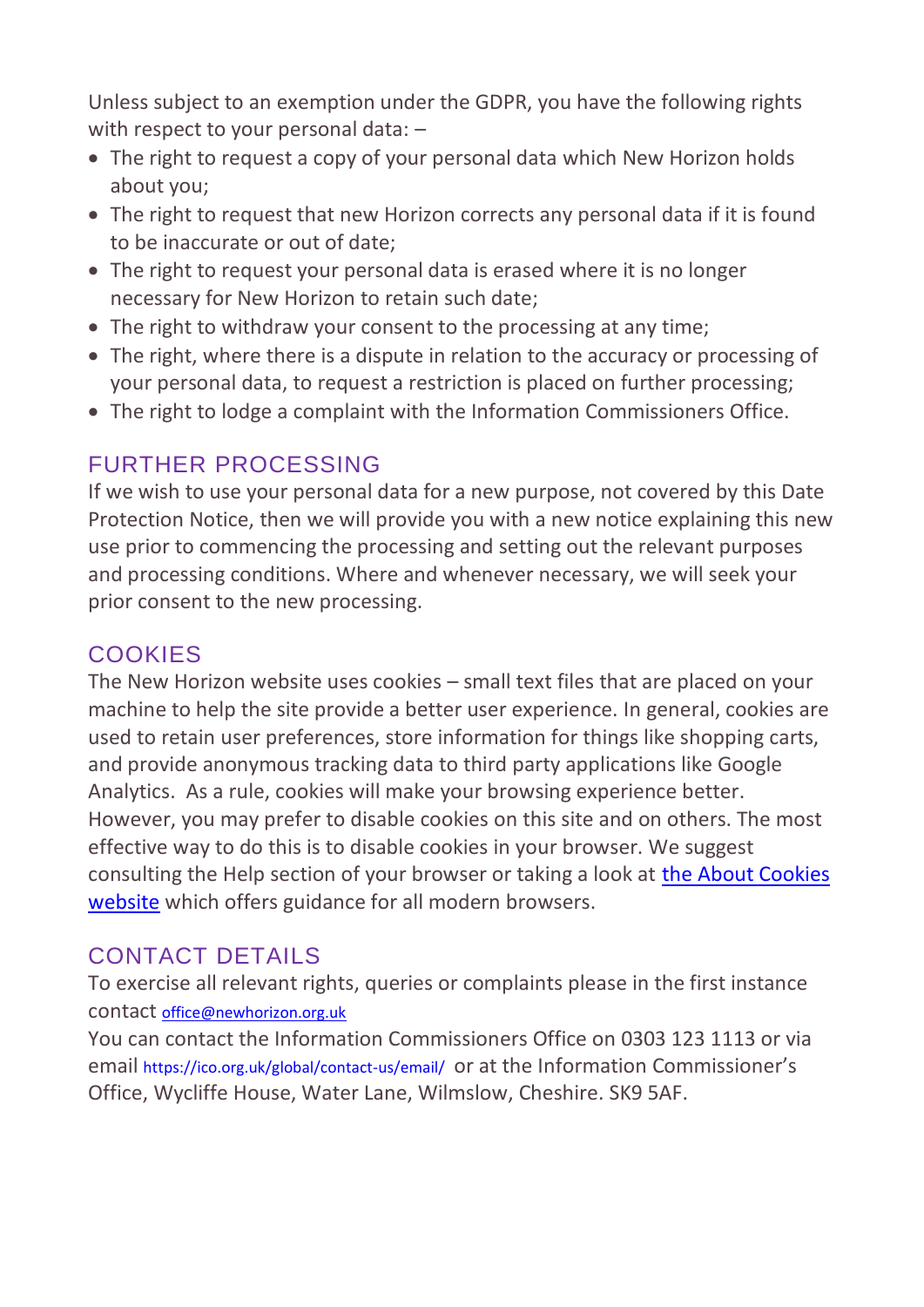Unless subject to an exemption under the GDPR, you have the following rights with respect to your personal data: –

- The right to request a copy of your personal data which New Horizon holds about you;
- The right to request that new Horizon corrects any personal data if it is found to be inaccurate or out of date;
- The right to request your personal data is erased where it is no longer necessary for New Horizon to retain such date;
- The right to withdraw your consent to the processing at any time;
- The right, where there is a dispute in relation to the accuracy or processing of your personal data, to request a restriction is placed on further processing;
- The right to lodge a complaint with the Information Commissioners Office.

## FURTHER PROCESSING

If we wish to use your personal data for a new purpose, not covered by this Date Protection Notice, then we will provide you with a new notice explaining this new use prior to commencing the processing and setting out the relevant purposes and processing conditions. Where and whenever necessary, we will seek your prior consent to the new processing.

## COOKIES

The New Horizon website uses cookies – small text files that are placed on your machine to help the site provide a better user experience. In general, cookies are used to retain user preferences, store information for things like shopping carts, and provide anonymous tracking data to third party applications like Google Analytics. As a rule, cookies will make your browsing experience better. However, you may prefer to disable cookies on this site and on others. The most effective way to do this is to disable cookies in your browser. We suggest consulting the Help section of your browser or taking a look at the About Cookies website which offers guidance for all modern browsers.

## CONTACT DETAILS

To exercise all relevant rights, queries or complaints please in the first instance contact office@newhorizon.org.uk

You can contact the Information Commissioners Office on 0303 123 1113 or via email https://ico.org.uk/global/contact-us/email/ or at the Information Commissioner's Office, Wycliffe House, Water Lane, Wilmslow, Cheshire. SK9 5AF.